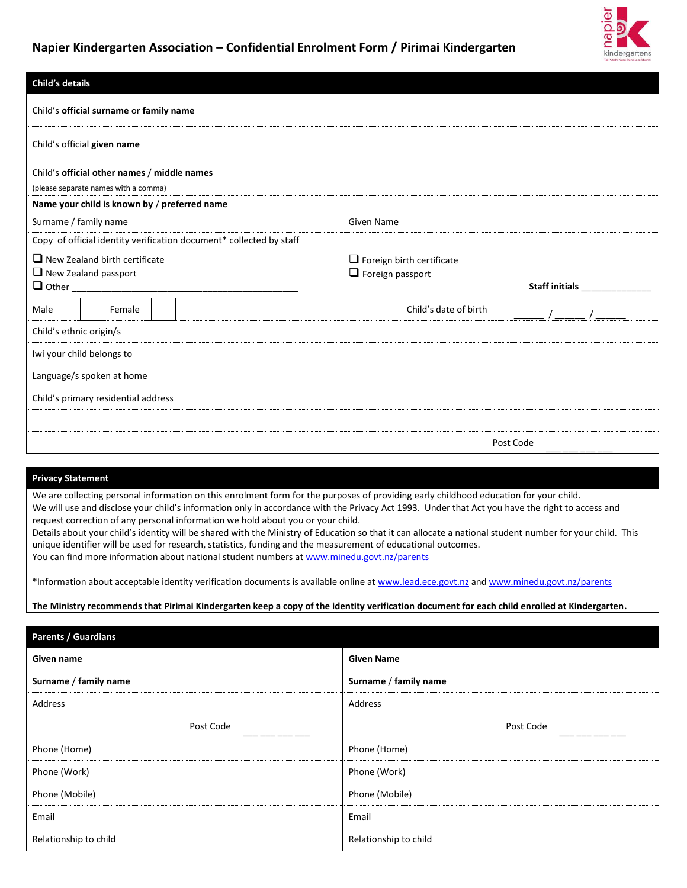# Napier Kindergarten Association – Confidential Enrolment Form / Pirimai Kindergarten

## Child's details

Child's **official surname** or **family name**

Child's official **given name**

Child's **official other names / middle names**
(please separate names with a comma)

**Name your child is known by / preferred name**

| Surname / family name | Given Name |
|---|---|

Copy of official identity verification document* collected by staff

- ❑ New Zealand birth certificate
- ❑ New Zealand passport
- ❑ Other ___________________________________________
- ❑ Foreign birth certificate
- ❑ Foreign passport

**Staff initials** ______________

| Male | | Female | | Child's date of birth | ______ / ______ / ______ |
|---|---|---|---|---|---|

Child's ethnic origin/s

Iwi your child belongs to

Language/s spoken at home

Child's primary residential address

Post Code ___ ___ ___ ___

## Privacy Statement

We are collecting personal information on this enrolment form for the purposes of providing early childhood education for your child.
We will use and disclose your child's information only in accordance with the Privacy Act 1993. Under that Act you have the right to access and request correction of any personal information we hold about you or your child.
Details about your child's identity will be shared with the Ministry of Education so that it can allocate a national student number for your child. This unique identifier will be used for research, statistics, funding and the measurement of educational outcomes.
You can find more information about national student numbers at www.minedu.govt.nz/parents

*Information about acceptable identity verification documents is available online at www.lead.ece.govt.nz and www.minedu.govt.nz/parents

**The Ministry recommends that Pirimai Kindergarten keep a copy of the identity verification document for each child enrolled at Kindergarten.**

## Parents / Guardians

| **Given name** | **Given Name** |
|---|---|
| **Surname / family name** | **Surname / family name** |
| Address | Address |
| Post Code ___ ___ ___ ___ | Post Code ___ ___ ___ ___ |
| Phone (Home) | Phone (Home) |
| Phone (Work) | Phone (Work) |
| Phone (Mobile) | Phone (Mobile) |
| Email | Email |
| Relationship to child | Relationship to child |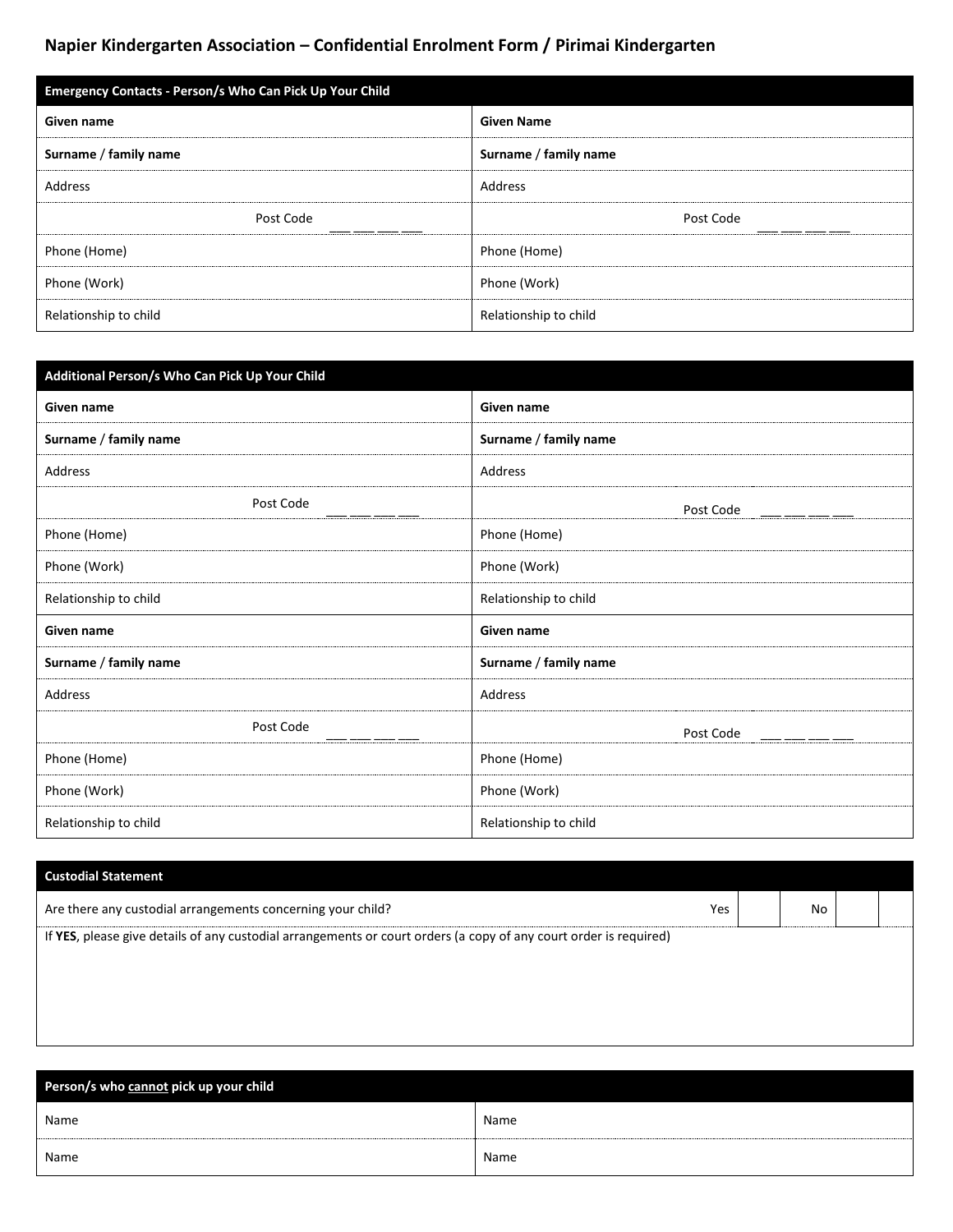## Napier Kindergarten Association – Confidential Enrolment Form / Pirimai Kindergarten

| Emergency Contacts - Person/s Who Can Pick Up Your Child | |
|---|---|
| **Given name** | **Given Name** |
| **Surname / family name** | **Surname / family name** |
| Address | Address |
| Post Code ___ ___ ___ ___ | Post Code ___ ___ ___ ___ |
| Phone (Home) | Phone (Home) |
| Phone (Work) | Phone (Work) |
| Relationship to child | Relationship to child |

| Additional Person/s Who Can Pick Up Your Child | |
|---|---|
| **Given name** | **Given name** |
| **Surname / family name** | **Surname / family name** |
| Address | Address |
| Post Code ___ ___ ___ ___ | Post Code ___ ___ ___ ___ |
| Phone (Home) | Phone (Home) |
| Phone (Work) | Phone (Work) |
| Relationship to child | Relationship to child |
| **Given name** | **Given name** |
| **Surname / family name** | **Surname / family name** |
| Address | Address |
| Post Code ___ ___ ___ ___ | Post Code ___ ___ ___ ___ |
| Phone (Home) | Phone (Home) |
| Phone (Work) | Phone (Work) |
| Relationship to child | Relationship to child |

| Custodial Statement | | | | |
|---|---|---|---|---|
| Are there any custodial arrangements concerning your child? | Yes | | No | |
| If **YES**, please give details of any custodial arrangements or court orders (a copy of any court order is required) | | | | |

| Person/s who <u>cannot</u> pick up your child | |
|---|---|
| Name | Name |
| Name | Name |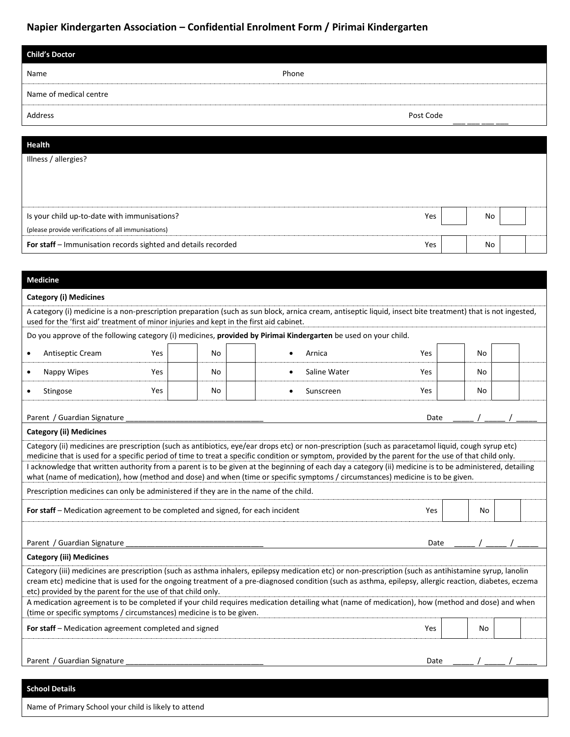## Napier Kindergarten Association – Confidential Enrolment Form / Pirimai Kindergarten

### Child's Doctor

Name Phone

Name of medical centre

Address Post Code ___ ___ ___ ___

### Health

Illness / allergies?

| | | | | |
|---|---|---|---|---|
| Is your child up-to-date with immunisations? (please provide verifications of all immunisations) | Yes | | No | |
| **For staff** – Immunisation records sighted and details recorded | Yes | | No | |

### Medicine

**Category (i) Medicines**

A category (i) medicine is a non-prescription preparation (such as sun block, arnica cream, antiseptic liquid, insect bite treatment) that is not ingested, used for the 'first aid' treatment of minor injuries and kept in the first aid cabinet.

Do you approve of the following category (i) medicines, **provided by Pirimai Kindergarten** be used on your child.

| Medicine | Yes | | No | | Medicine | Yes | | No | |
|---|---|---|---|---|---|---|---|---|---|
| • Antiseptic Cream | Yes | | No | | • Arnica | Yes | | No | |
| • Nappy Wipes | Yes | | No | | • Saline Water | Yes | | No | |
| • Stingose | Yes | | No | | • Sunscreen | Yes | | No | |

Parent / Guardian Signature ________________________________ Date _____ / _____ / _____

**Category (ii) Medicines**

Category (ii) medicines are prescription (such as antibiotics, eye/ear drops etc) or non-prescription (such as paracetamol liquid, cough syrup etc) medicine that is used for a specific period of time to treat a specific condition or symptom, provided by the parent for the use of that child only.

I acknowledge that written authority from a parent is to be given at the beginning of each day a category (ii) medicine is to be administered, detailing what (name of medication), how (method and dose) and when (time or specific symptoms / circumstances) medicine is to be given.

Prescription medicines can only be administered if they are in the name of the child.

| | | | | |
|---|---|---|---|---|
| **For staff** – Medication agreement to be completed and signed, for each incident | Yes | | No | |

Parent / Guardian Signature ________________________________ Date _____ / _____ / _____

**Category (iii) Medicines**

Category (iii) medicines are prescription (such as asthma inhalers, epilepsy medication etc) or non-prescription (such as antihistamine syrup, lanolin cream etc) medicine that is used for the ongoing treatment of a pre-diagnosed condition (such as asthma, epilepsy, allergic reaction, diabetes, eczema etc) provided by the parent for the use of that child only.

A medication agreement is to be completed if your child requires medication detailing what (name of medication), how (method and dose) and when (time or specific symptoms / circumstances) medicine is to be given.

| | | | | |
|---|---|---|---|---|
| **For staff** – Medication agreement completed and signed | Yes | | No | |

Parent / Guardian Signature ________________________________ Date _____ / _____ / _____

### School Details

Name of Primary School your child is likely to attend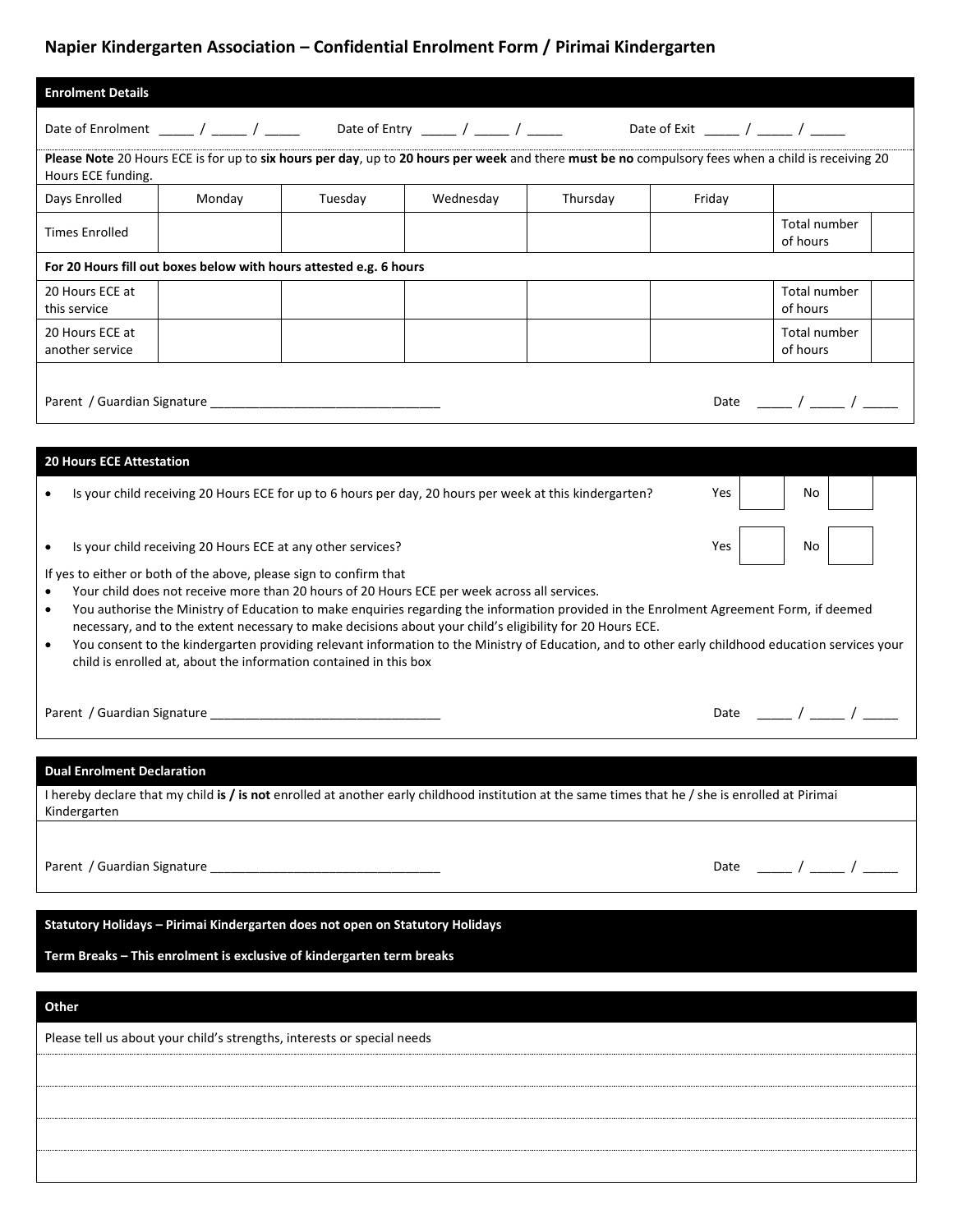# Napier Kindergarten Association – Confidential Enrolment Form / Pirimai Kindergarten

## Enrolment Details

Date of Enrolment _____ / _____ / _____ Date of Entry _____ / _____ / _____ Date of Exit _____ / _____ / _____

**Please Note** 20 Hours ECE is for up to **six hours per day**, up to **20 hours per week** and there **must be no** compulsory fees when a child is receiving 20 Hours ECE funding.

| Days Enrolled | Monday | Tuesday | Wednesday | Thursday | Friday | | |
|---|---|---|---|---|---|---|---|
| Times Enrolled | | | | | | Total number of hours | |
| **For 20 Hours fill out boxes below with hours attested e.g. 6 hours** | | | | | | | |
| 20 Hours ECE at this service | | | | | | Total number of hours | |
| 20 Hours ECE at another service | | | | | | Total number of hours | |

Parent / Guardian Signature ________________________________ Date _____ / _____ / _____

## 20 Hours ECE Attestation

- Is your child receiving 20 Hours ECE for up to 6 hours per day, 20 hours per week at this kindergarten? Yes ☐ No ☐
- Is your child receiving 20 Hours ECE at any other services? Yes ☐ No ☐

If yes to either or both of the above, please sign to confirm that

- Your child does not receive more than 20 hours of 20 Hours ECE per week across all services.
- You authorise the Ministry of Education to make enquiries regarding the information provided in the Enrolment Agreement Form, if deemed necessary, and to the extent necessary to make decisions about your child's eligibility for 20 Hours ECE.
- You consent to the kindergarten providing relevant information to the Ministry of Education, and to other early childhood education services your child is enrolled at, about the information contained in this box

Parent / Guardian Signature ________________________________ Date _____ / _____ / _____

## Dual Enrolment Declaration

I hereby declare that my child **is / is not** enrolled at another early childhood institution at the same times that he / she is enrolled at Pirimai Kindergarten

Parent / Guardian Signature ________________________________ Date _____ / _____ / _____

**Statutory Holidays – Pirimai Kindergarten does not open on Statutory Holidays**

**Term Breaks – This enrolment is exclusive of kindergarten term breaks**

## Other

Please tell us about your child's strengths, interests or special needs

_______________________________________________

_______________________________________________

_______________________________________________

_______________________________________________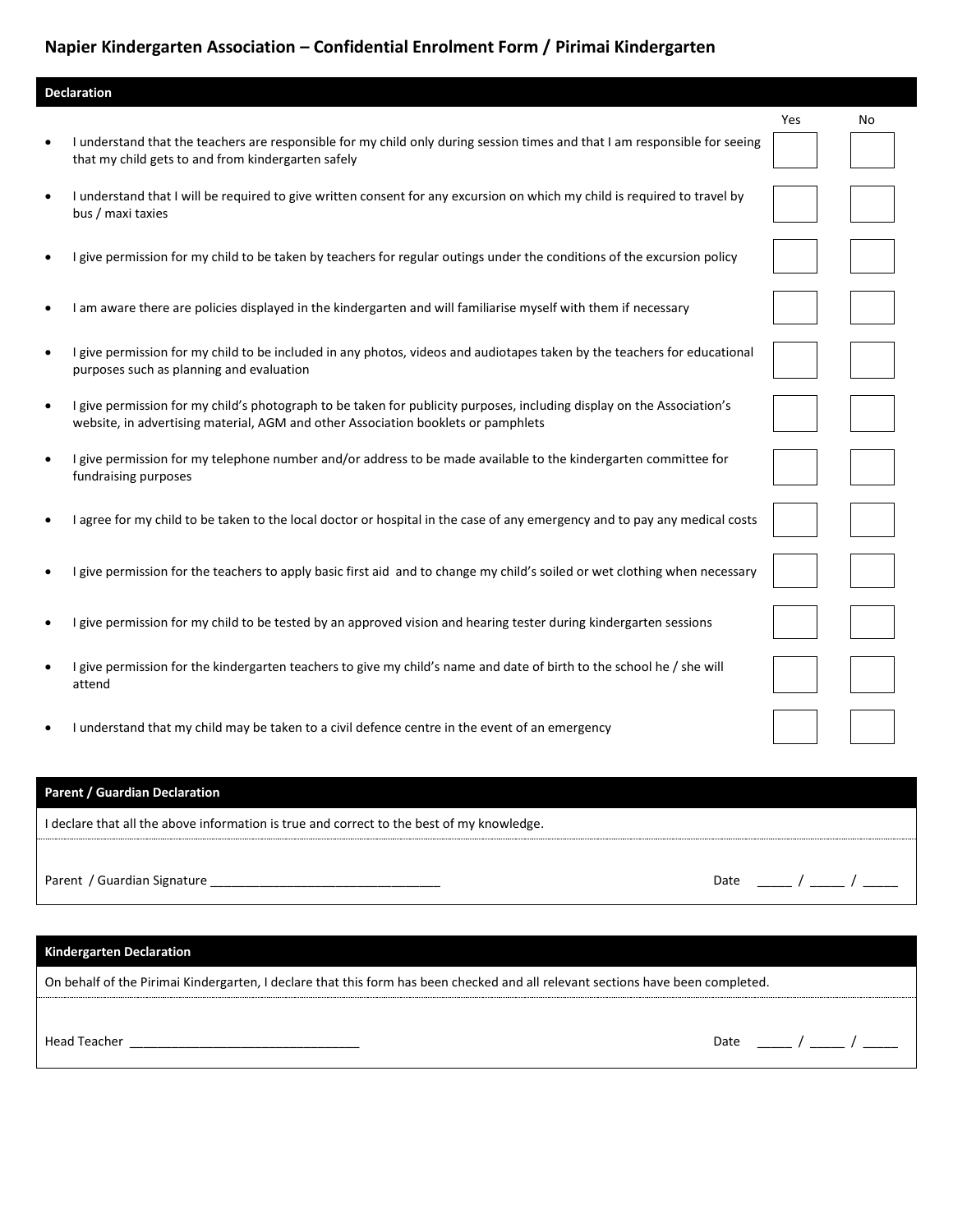# Napier Kindergarten Association – Confidential Enrolment Form / Pirimai Kindergarten

## Declaration

| | Yes | No |
|---|---|---|
| • I understand that the teachers are responsible for my child only during session times and that I am responsible for seeing that my child gets to and from kindergarten safely | ☐ | ☐ |
| • I understand that I will be required to give written consent for any excursion on which my child is required to travel by bus / maxi taxies | ☐ | ☐ |
| • I give permission for my child to be taken by teachers for regular outings under the conditions of the excursion policy | ☐ | ☐ |
| • I am aware there are policies displayed in the kindergarten and will familiarise myself with them if necessary | ☐ | ☐ |
| • I give permission for my child to be included in any photos, videos and audiotapes taken by the teachers for educational purposes such as planning and evaluation | ☐ | ☐ |
| • I give permission for my child's photograph to be taken for publicity purposes, including display on the Association's website, in advertising material, AGM and other Association booklets or pamphlets | ☐ | ☐ |
| • I give permission for my telephone number and/or address to be made available to the kindergarten committee for fundraising purposes | ☐ | ☐ |
| • I agree for my child to be taken to the local doctor or hospital in the case of any emergency and to pay any medical costs | ☐ | ☐ |
| • I give permission for the teachers to apply basic first aid and to change my child's soiled or wet clothing when necessary | ☐ | ☐ |
| • I give permission for my child to be tested by an approved vision and hearing tester during kindergarten sessions | ☐ | ☐ |
| • I give permission for the kindergarten teachers to give my child's name and date of birth to the school he / she will attend | ☐ | ☐ |
| • I understand that my child may be taken to a civil defence centre in the event of an emergency | ☐ | ☐ |

## Parent / Guardian Declaration

I declare that all the above information is true and correct to the best of my knowledge.

Parent / Guardian Signature _________________________________ Date _____ / _____ / _____

## Kindergarten Declaration

On behalf of the Pirimai Kindergarten, I declare that this form has been checked and all relevant sections have been completed.

Head Teacher _________________________________ Date _____ / _____ / _____